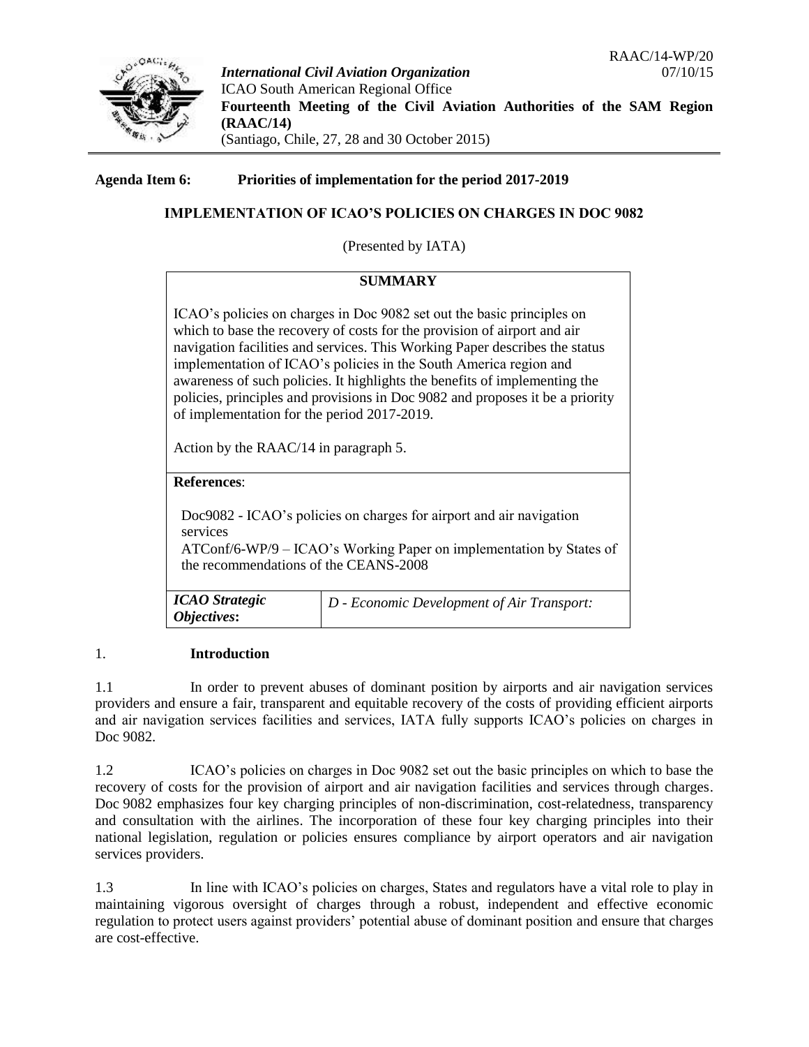RAAC/14-WP/20
07/10/15

***International Civil Aviation Organization***
ICAO South American Regional Office
**Fourteenth Meeting of the Civil Aviation Authorities of the SAM Region (RAAC/14)**
(Santiago, Chile, 27, 28 and 30 October 2015)

**Agenda Item 6: Priorities of implementation for the period 2017-2019**

## IMPLEMENTATION OF ICAO'S POLICIES ON CHARGES IN DOC 9082

(Presented by IATA)

| **SUMMARY** | |
|---|---|
| ICAO's policies on charges in Doc 9082 set out the basic principles on which to base the recovery of costs for the provision of airport and air navigation facilities and services. This Working Paper describes the status implementation of ICAO's policies in the South America region and awareness of such policies. It highlights the benefits of implementing the policies, principles and provisions in Doc 9082 and proposes it be a priority of implementation for the period 2017-2019.<br><br>Action by the RAAC/14 in paragraph 5. | |
| **References**:<br><br>Doc9082 - ICAO's policies on charges for airport and air navigation services<br>ATConf/6-WP/9 – ICAO's Working Paper on implementation by States of the recommendations of the CEANS-2008 | |
| ***ICAO Strategic Objectives*:** | *D - Economic Development of Air Transport:* |

## 1. Introduction

1.1 In order to prevent abuses of dominant position by airports and air navigation services providers and ensure a fair, transparent and equitable recovery of the costs of providing efficient airports and air navigation services facilities and services, IATA fully supports ICAO's policies on charges in Doc 9082.

1.2 ICAO's policies on charges in Doc 9082 set out the basic principles on which to base the recovery of costs for the provision of airport and air navigation facilities and services through charges. Doc 9082 emphasizes four key charging principles of non-discrimination, cost-relatedness, transparency and consultation with the airlines. The incorporation of these four key charging principles into their national legislation, regulation or policies ensures compliance by airport operators and air navigation services providers.

1.3 In line with ICAO's policies on charges, States and regulators have a vital role to play in maintaining vigorous oversight of charges through a robust, independent and effective economic regulation to protect users against providers' potential abuse of dominant position and ensure that charges are cost-effective.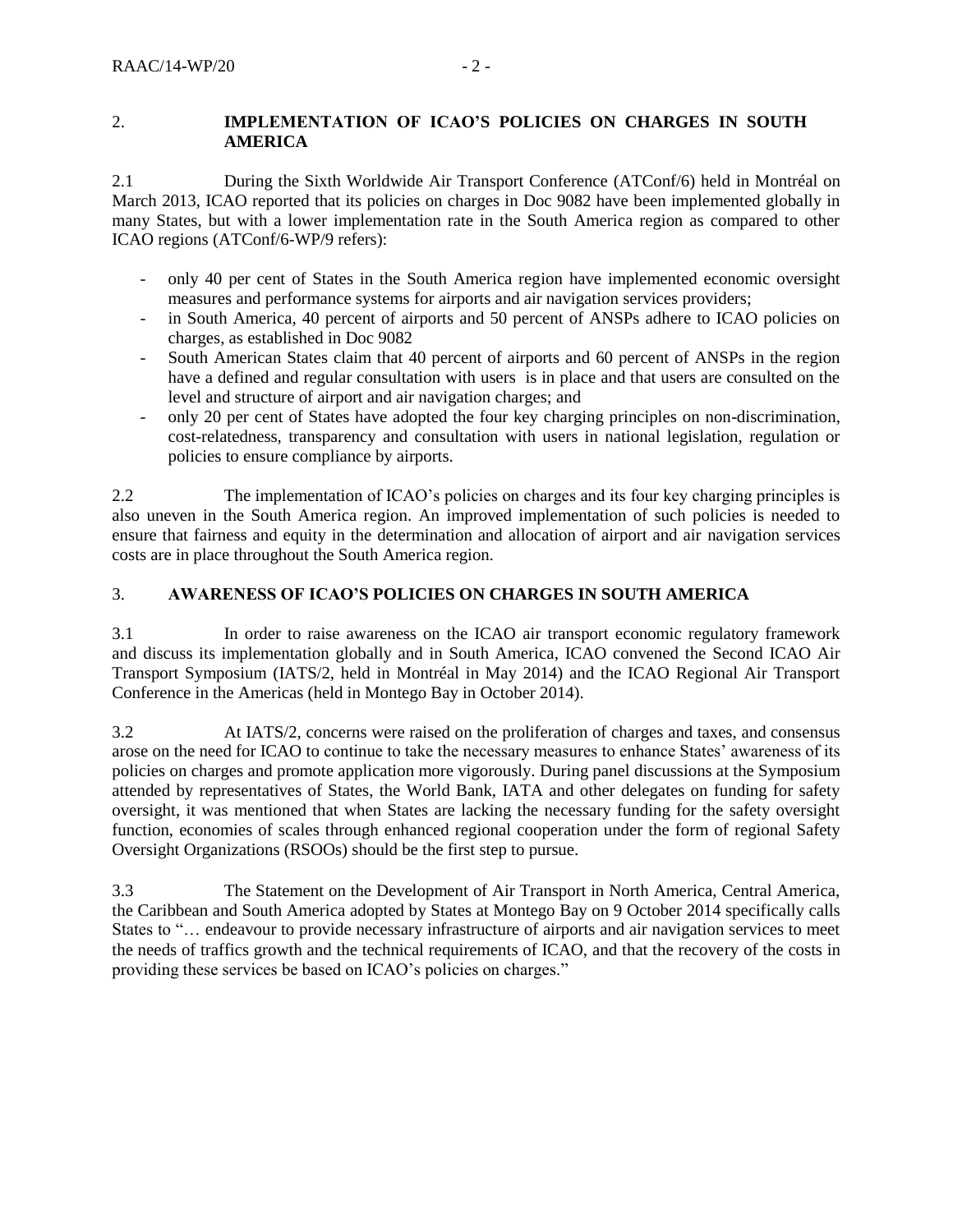## 2. IMPLEMENTATION OF ICAO'S POLICIES ON CHARGES IN SOUTH AMERICA

2.1 During the Sixth Worldwide Air Transport Conference (ATConf/6) held in Montréal on March 2013, ICAO reported that its policies on charges in Doc 9082 have been implemented globally in many States, but with a lower implementation rate in the South America region as compared to other ICAO regions (ATConf/6-WP/9 refers):

- only 40 per cent of States in the South America region have implemented economic oversight measures and performance systems for airports and air navigation services providers;
- in South America, 40 percent of airports and 50 percent of ANSPs adhere to ICAO policies on charges, as established in Doc 9082
- South American States claim that 40 percent of airports and 60 percent of ANSPs in the region have a defined and regular consultation with users is in place and that users are consulted on the level and structure of airport and air navigation charges; and
- only 20 per cent of States have adopted the four key charging principles on non-discrimination, cost-relatedness, transparency and consultation with users in national legislation, regulation or policies to ensure compliance by airports.

2.2 The implementation of ICAO's policies on charges and its four key charging principles is also uneven in the South America region. An improved implementation of such policies is needed to ensure that fairness and equity in the determination and allocation of airport and air navigation services costs are in place throughout the South America region.

## 3. AWARENESS OF ICAO'S POLICIES ON CHARGES IN SOUTH AMERICA

3.1 In order to raise awareness on the ICAO air transport economic regulatory framework and discuss its implementation globally and in South America, ICAO convened the Second ICAO Air Transport Symposium (IATS/2, held in Montréal in May 2014) and the ICAO Regional Air Transport Conference in the Americas (held in Montego Bay in October 2014).

3.2 At IATS/2, concerns were raised on the proliferation of charges and taxes, and consensus arose on the need for ICAO to continue to take the necessary measures to enhance States' awareness of its policies on charges and promote application more vigorously. During panel discussions at the Symposium attended by representatives of States, the World Bank, IATA and other delegates on funding for safety oversight, it was mentioned that when States are lacking the necessary funding for the safety oversight function, economies of scales through enhanced regional cooperation under the form of regional Safety Oversight Organizations (RSOOs) should be the first step to pursue.

3.3 The Statement on the Development of Air Transport in North America, Central America, the Caribbean and South America adopted by States at Montego Bay on 9 October 2014 specifically calls States to "… endeavour to provide necessary infrastructure of airports and air navigation services to meet the needs of traffics growth and the technical requirements of ICAO, and that the recovery of the costs in providing these services be based on ICAO's policies on charges."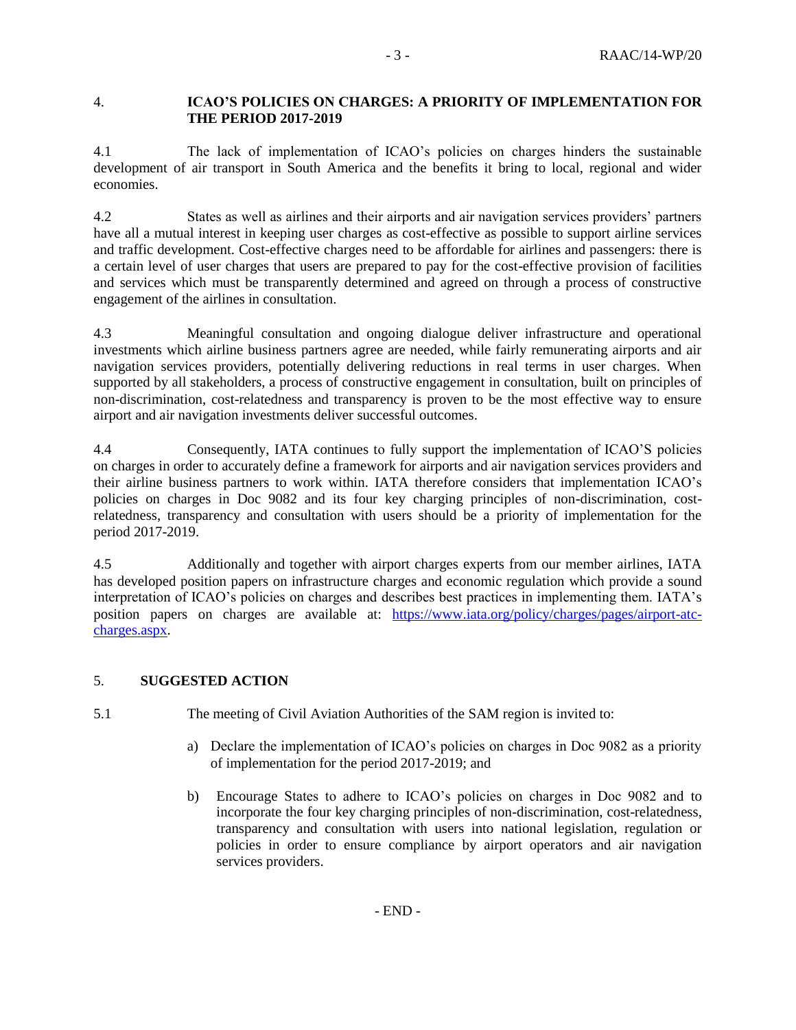## 4. ICAO'S POLICIES ON CHARGES: A PRIORITY OF IMPLEMENTATION FOR THE PERIOD 2017-2019

4.1 The lack of implementation of ICAO's policies on charges hinders the sustainable development of air transport in South America and the benefits it bring to local, regional and wider economies.

4.2 States as well as airlines and their airports and air navigation services providers' partners have all a mutual interest in keeping user charges as cost-effective as possible to support airline services and traffic development. Cost-effective charges need to be affordable for airlines and passengers: there is a certain level of user charges that users are prepared to pay for the cost-effective provision of facilities and services which must be transparently determined and agreed on through a process of constructive engagement of the airlines in consultation.

4.3 Meaningful consultation and ongoing dialogue deliver infrastructure and operational investments which airline business partners agree are needed, while fairly remunerating airports and air navigation services providers, potentially delivering reductions in real terms in user charges. When supported by all stakeholders, a process of constructive engagement in consultation, built on principles of non-discrimination, cost-relatedness and transparency is proven to be the most effective way to ensure airport and air navigation investments deliver successful outcomes.

4.4 Consequently, IATA continues to fully support the implementation of ICAO'S policies on charges in order to accurately define a framework for airports and air navigation services providers and their airline business partners to work within. IATA therefore considers that implementation ICAO's policies on charges in Doc 9082 and its four key charging principles of non-discrimination, cost-relatedness, transparency and consultation with users should be a priority of implementation for the period 2017-2019.

4.5 Additionally and together with airport charges experts from our member airlines, IATA has developed position papers on infrastructure charges and economic regulation which provide a sound interpretation of ICAO's policies on charges and describes best practices in implementing them. IATA's position papers on charges are available at: https://www.iata.org/policy/charges/pages/airport-atc-charges.aspx.

## 5. SUGGESTED ACTION

5.1 The meeting of Civil Aviation Authorities of the SAM region is invited to:

a) Declare the implementation of ICAO's policies on charges in Doc 9082 as a priority of implementation for the period 2017-2019; and

b) Encourage States to adhere to ICAO's policies on charges in Doc 9082 and to incorporate the four key charging principles of non-discrimination, cost-relatedness, transparency and consultation with users into national legislation, regulation or policies in order to ensure compliance by airport operators and air navigation services providers.

- END -